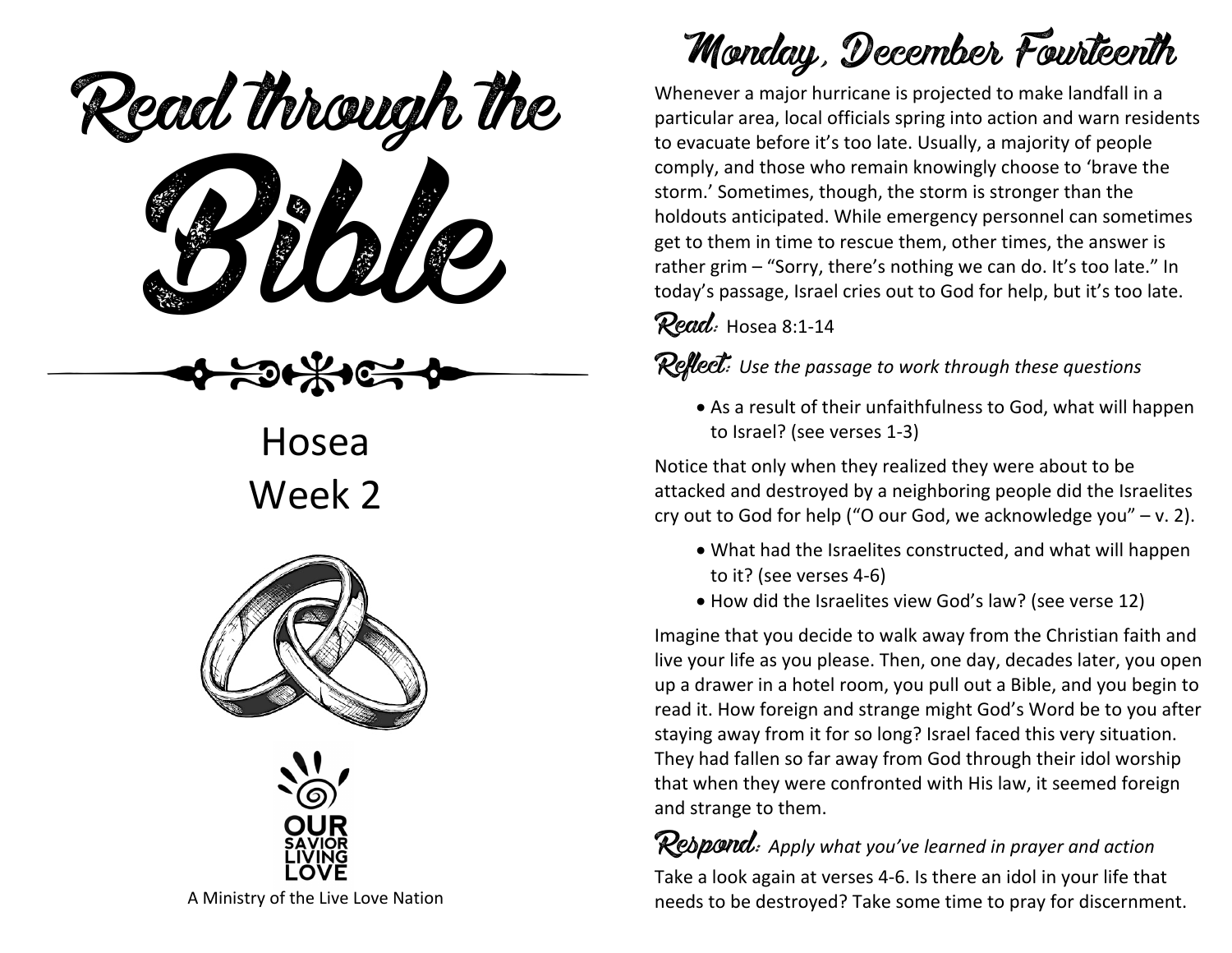# Read through the Bible

Hosea
Week 2

A Ministry of the Live Love Nation

## Monday, December Fourteenth

Whenever a major hurricane is projected to make landfall in a particular area, local officials spring into action and warn residents to evacuate before it's too late. Usually, a majority of people comply, and those who remain knowingly choose to 'brave the storm.' Sometimes, though, the storm is stronger than the holdouts anticipated. While emergency personnel can sometimes get to them in time to rescue them, other times, the answer is rather grim – "Sorry, there's nothing we can do. It's too late." In today's passage, Israel cries out to God for help, but it's too late.

**Read:** Hosea 8:1-14

**Reflect:** *Use the passage to work through these questions*

- As a result of their unfaithfulness to God, what will happen to Israel? (see verses 1-3)

Notice that only when they realized they were about to be attacked and destroyed by a neighboring people did the Israelites cry out to God for help ("O our God, we acknowledge you" – v. 2).

- What had the Israelites constructed, and what will happen to it? (see verses 4-6)
- How did the Israelites view God's law? (see verse 12)

Imagine that you decide to walk away from the Christian faith and live your life as you please. Then, one day, decades later, you open up a drawer in a hotel room, you pull out a Bible, and you begin to read it. How foreign and strange might God's Word be to you after staying away from it for so long? Israel faced this very situation. They had fallen so far away from God through their idol worship that when they were confronted with His law, it seemed foreign and strange to them.

**Respond:** *Apply what you've learned in prayer and action*

Take a look again at verses 4-6. Is there an idol in your life that needs to be destroyed? Take some time to pray for discernment.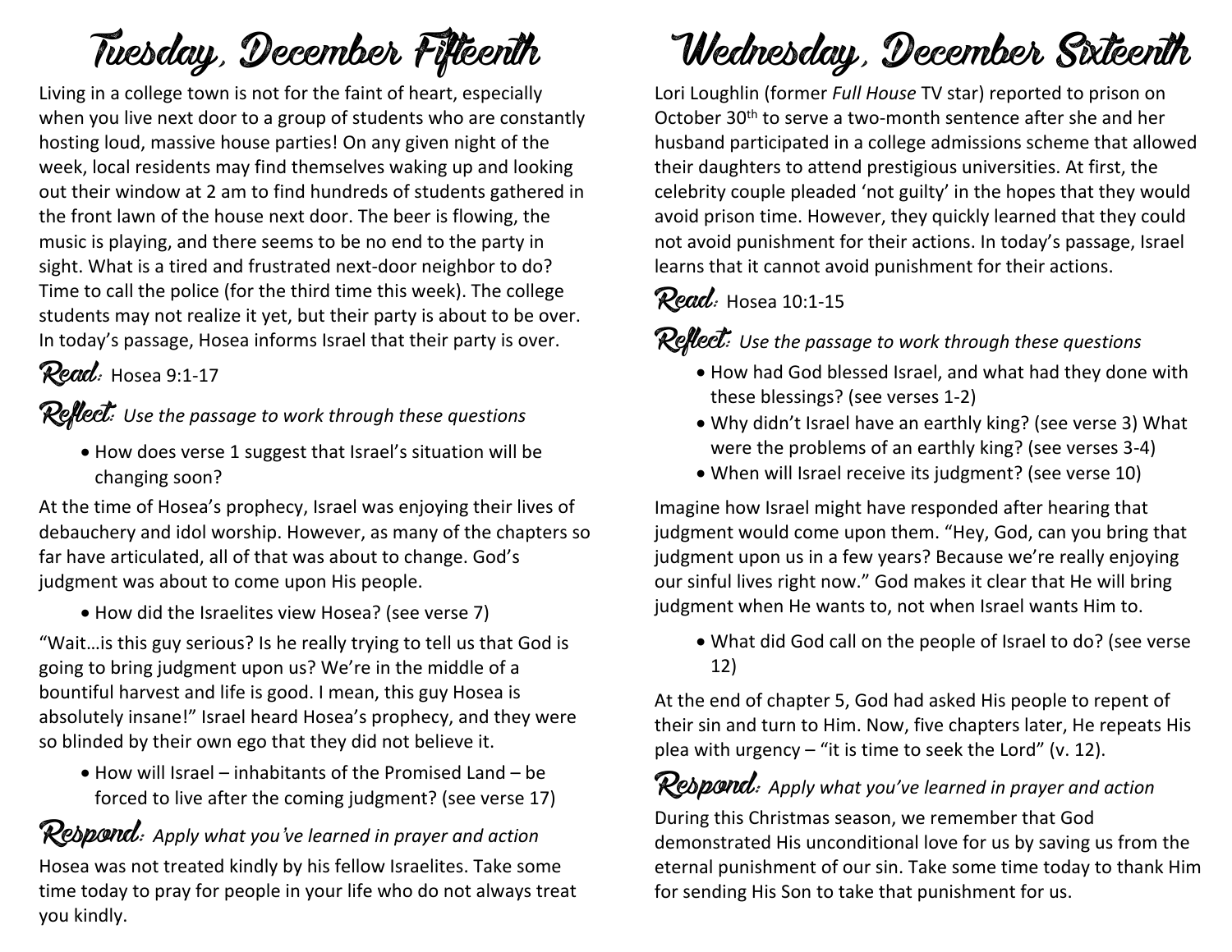# Tuesday, December Fifteenth

Living in a college town is not for the faint of heart, especially when you live next door to a group of students who are constantly hosting loud, massive house parties! On any given night of the week, local residents may find themselves waking up and looking out their window at 2 am to find hundreds of students gathered in the front lawn of the house next door. The beer is flowing, the music is playing, and there seems to be no end to the party in sight. What is a tired and frustrated next-door neighbor to do? Time to call the police (for the third time this week). The college students may not realize it yet, but their party is about to be over. In today's passage, Hosea informs Israel that their party is over.

**Read:** Hosea 9:1-17

**Reflect:** *Use the passage to work through these questions*

- How does verse 1 suggest that Israel's situation will be changing soon?

At the time of Hosea's prophecy, Israel was enjoying their lives of debauchery and idol worship. However, as many of the chapters so far have articulated, all of that was about to change. God's judgment was about to come upon His people.

- How did the Israelites view Hosea? (see verse 7)

"Wait…is this guy serious? Is he really trying to tell us that God is going to bring judgment upon us? We're in the middle of a bountiful harvest and life is good. I mean, this guy Hosea is absolutely insane!" Israel heard Hosea's prophecy, and they were so blinded by their own ego that they did not believe it.

- How will Israel – inhabitants of the Promised Land – be forced to live after the coming judgment? (see verse 17)

**Respond:** *Apply what you've learned in prayer and action*

Hosea was not treated kindly by his fellow Israelites. Take some time today to pray for people in your life who do not always treat you kindly.

# Wednesday, December Sixteenth

Lori Loughlin (former *Full House* TV star) reported to prison on October 30th to serve a two-month sentence after she and her husband participated in a college admissions scheme that allowed their daughters to attend prestigious universities. At first, the celebrity couple pleaded 'not guilty' in the hopes that they would avoid prison time. However, they quickly learned that they could not avoid punishment for their actions. In today's passage, Israel learns that it cannot avoid punishment for their actions.

**Read:** Hosea 10:1-15

**Reflect:** *Use the passage to work through these questions*

- How had God blessed Israel, and what had they done with these blessings? (see verses 1-2)
- Why didn't Israel have an earthly king? (see verse 3) What were the problems of an earthly king? (see verses 3-4)
- When will Israel receive its judgment? (see verse 10)

Imagine how Israel might have responded after hearing that judgment would come upon them. "Hey, God, can you bring that judgment upon us in a few years? Because we're really enjoying our sinful lives right now." God makes it clear that He will bring judgment when He wants to, not when Israel wants Him to.

- What did God call on the people of Israel to do? (see verse 12)

At the end of chapter 5, God had asked His people to repent of their sin and turn to Him. Now, five chapters later, He repeats His plea with urgency – "it is time to seek the Lord" (v. 12).

**Respond:** *Apply what you've learned in prayer and action*

During this Christmas season, we remember that God demonstrated His unconditional love for us by saving us from the eternal punishment of our sin. Take some time today to thank Him for sending His Son to take that punishment for us.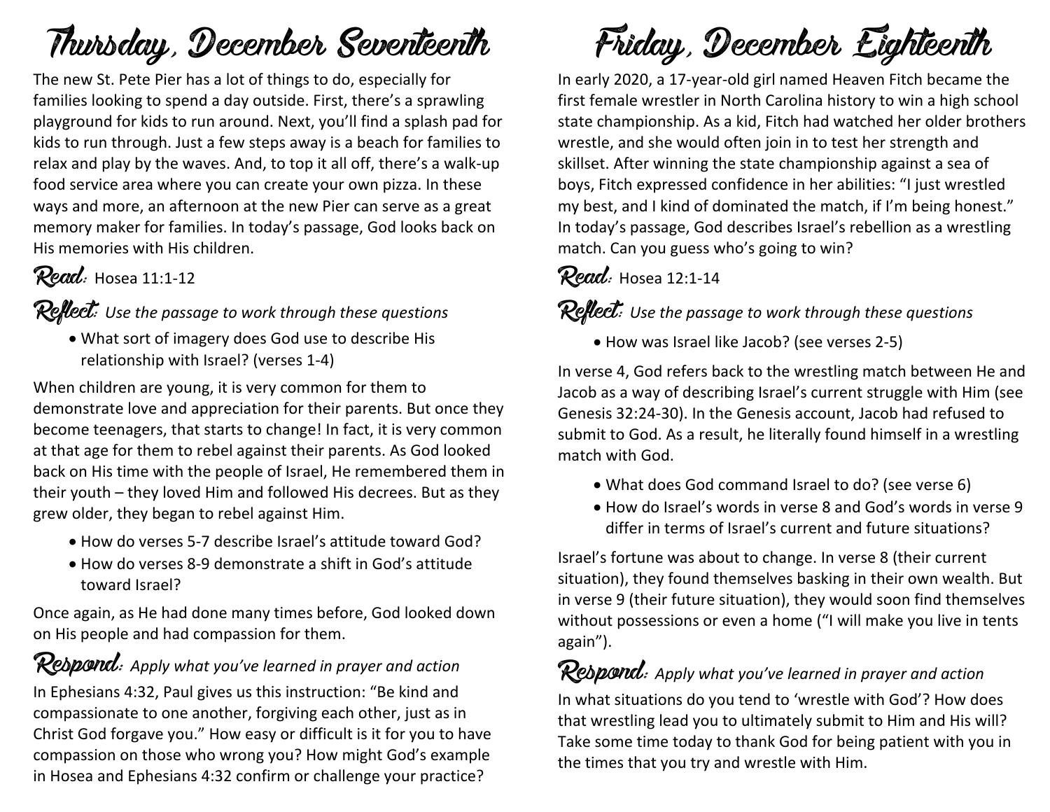# Thursday, December Seventeenth

The new St. Pete Pier has a lot of things to do, especially for families looking to spend a day outside. First, there's a sprawling playground for kids to run around. Next, you'll find a splash pad for kids to run through. Just a few steps away is a beach for families to relax and play by the waves. And, to top it all off, there's a walk-up food service area where you can create your own pizza. In these ways and more, an afternoon at the new Pier can serve as a great memory maker for families. In today's passage, God looks back on His memories with His children.

**Read:** Hosea 11:1-12

**Reflect:** *Use the passage to work through these questions*

- What sort of imagery does God use to describe His relationship with Israel? (verses 1-4)

When children are young, it is very common for them to demonstrate love and appreciation for their parents. But once they become teenagers, that starts to change! In fact, it is very common at that age for them to rebel against their parents. As God looked back on His time with the people of Israel, He remembered them in their youth – they loved Him and followed His decrees. But as they grew older, they began to rebel against Him.

- How do verses 5-7 describe Israel's attitude toward God?
- How do verses 8-9 demonstrate a shift in God's attitude toward Israel?

Once again, as He had done many times before, God looked down on His people and had compassion for them.

**Respond:** *Apply what you've learned in prayer and action*

In Ephesians 4:32, Paul gives us this instruction: "Be kind and compassionate to one another, forgiving each other, just as in Christ God forgave you." How easy or difficult is it for you to have compassion on those who wrong you? How might God's example in Hosea and Ephesians 4:32 confirm or challenge your practice?

# Friday, December Eighteenth

In early 2020, a 17-year-old girl named Heaven Fitch became the first female wrestler in North Carolina history to win a high school state championship. As a kid, Fitch had watched her older brothers wrestle, and she would often join in to test her strength and skillset. After winning the state championship against a sea of boys, Fitch expressed confidence in her abilities: "I just wrestled my best, and I kind of dominated the match, if I'm being honest." In today's passage, God describes Israel's rebellion as a wrestling match. Can you guess who's going to win?

**Read:** Hosea 12:1-14

**Reflect:** *Use the passage to work through these questions*

- How was Israel like Jacob? (see verses 2-5)

In verse 4, God refers back to the wrestling match between He and Jacob as a way of describing Israel's current struggle with Him (see Genesis 32:24-30). In the Genesis account, Jacob had refused to submit to God. As a result, he literally found himself in a wrestling match with God.

- What does God command Israel to do? (see verse 6)
- How do Israel's words in verse 8 and God's words in verse 9 differ in terms of Israel's current and future situations?

Israel's fortune was about to change. In verse 8 (their current situation), they found themselves basking in their own wealth. But in verse 9 (their future situation), they would soon find themselves without possessions or even a home ("I will make you live in tents again").

**Respond:** *Apply what you've learned in prayer and action*

In what situations do you tend to 'wrestle with God'? How does that wrestling lead you to ultimately submit to Him and His will? Take some time today to thank God for being patient with you in the times that you try and wrestle with Him.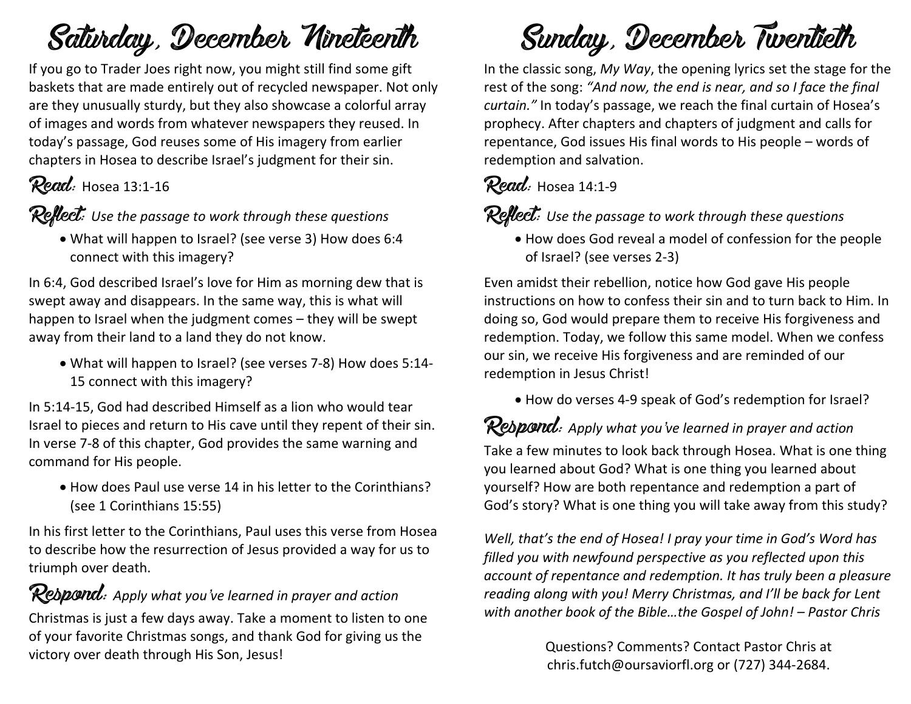# Saturday, December Nineteenth

If you go to Trader Joes right now, you might still find some gift baskets that are made entirely out of recycled newspaper. Not only are they unusually sturdy, but they also showcase a colorful array of images and words from whatever newspapers they reused. In today's passage, God reuses some of His imagery from earlier chapters in Hosea to describe Israel's judgment for their sin.

**Read:** Hosea 13:1-16

**Reflect:** *Use the passage to work through these questions*

- What will happen to Israel? (see verse 3) How does 6:4 connect with this imagery?

In 6:4, God described Israel's love for Him as morning dew that is swept away and disappears. In the same way, this is what will happen to Israel when the judgment comes – they will be swept away from their land to a land they do not know.

- What will happen to Israel? (see verses 7-8) How does 5:14-15 connect with this imagery?

In 5:14-15, God had described Himself as a lion who would tear Israel to pieces and return to His cave until they repent of their sin. In verse 7-8 of this chapter, God provides the same warning and command for His people.

- How does Paul use verse 14 in his letter to the Corinthians? (see 1 Corinthians 15:55)

In his first letter to the Corinthians, Paul uses this verse from Hosea to describe how the resurrection of Jesus provided a way for us to triumph over death.

**Respond:** *Apply what you've learned in prayer and action*

Christmas is just a few days away. Take a moment to listen to one of your favorite Christmas songs, and thank God for giving us the victory over death through His Son, Jesus!

# Sunday, December Twentieth

In the classic song, *My Way*, the opening lyrics set the stage for the rest of the song: *"And now, the end is near, and so I face the final curtain."* In today's passage, we reach the final curtain of Hosea's prophecy. After chapters and chapters of judgment and calls for repentance, God issues His final words to His people – words of redemption and salvation.

**Read:** Hosea 14:1-9

**Reflect:** *Use the passage to work through these questions*

- How does God reveal a model of confession for the people of Israel? (see verses 2-3)

Even amidst their rebellion, notice how God gave His people instructions on how to confess their sin and to turn back to Him. In doing so, God would prepare them to receive His forgiveness and redemption. Today, we follow this same model. When we confess our sin, we receive His forgiveness and are reminded of our redemption in Jesus Christ!

- How do verses 4-9 speak of God's redemption for Israel?

**Respond:** *Apply what you've learned in prayer and action*

Take a few minutes to look back through Hosea. What is one thing you learned about God? What is one thing you learned about yourself? How are both repentance and redemption a part of God's story? What is one thing you will take away from this study?

*Well, that's the end of Hosea! I pray your time in God's Word has filled you with newfound perspective as you reflected upon this account of repentance and redemption. It has truly been a pleasure reading along with you! Merry Christmas, and I'll be back for Lent with another book of the Bible…the Gospel of John! – Pastor Chris*

Questions? Comments? Contact Pastor Chris at chris.futch@oursaviorfl.org or (727) 344-2684.